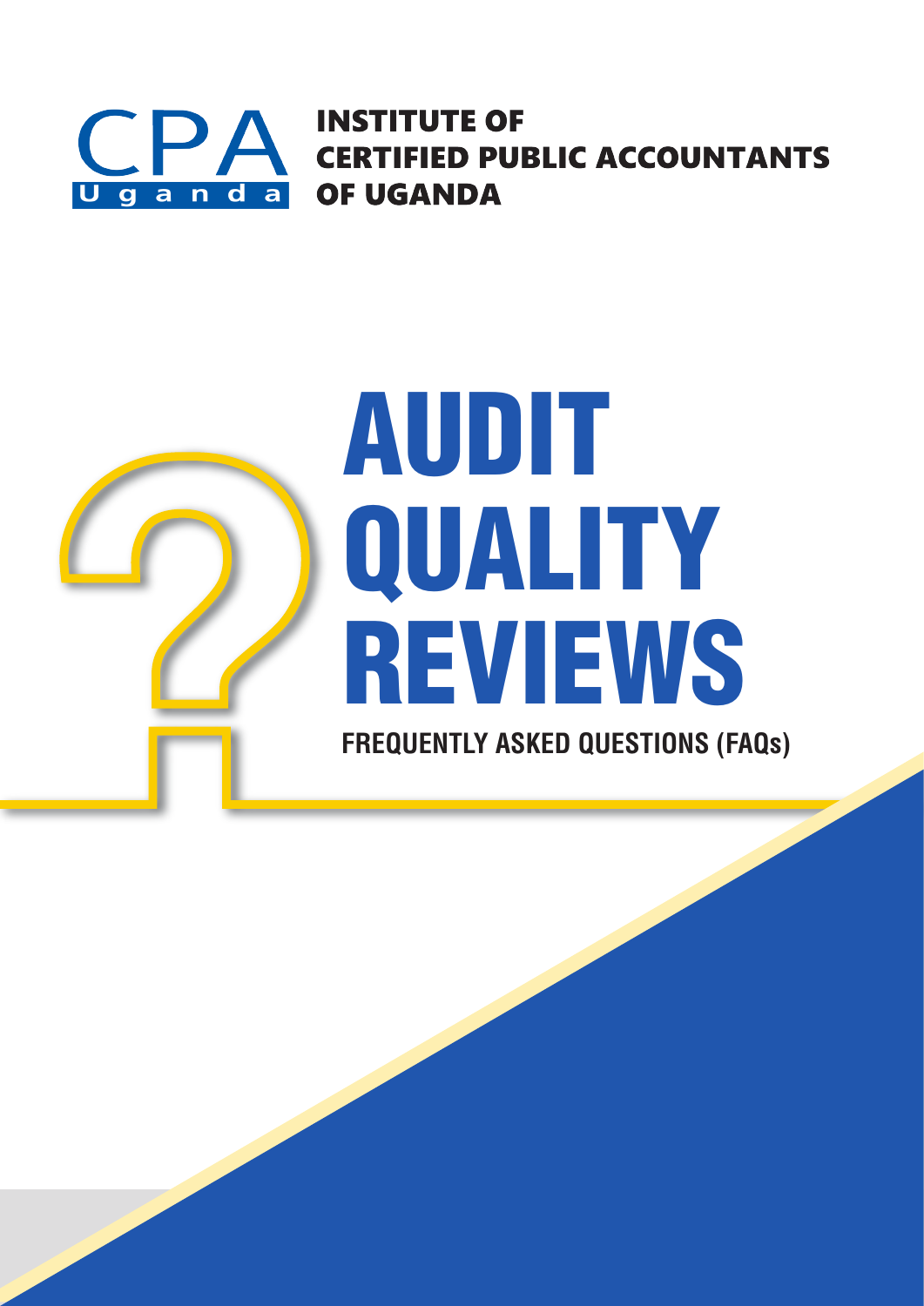CPA Uganda

**INSTITUTE OF CERTIFIED PUBLIC ACCOUNTANTS OF UGANDA**

# AUDIT QUALITY REVIEWS

**FREQUENTLY ASKED QUESTIONS (FAQs)**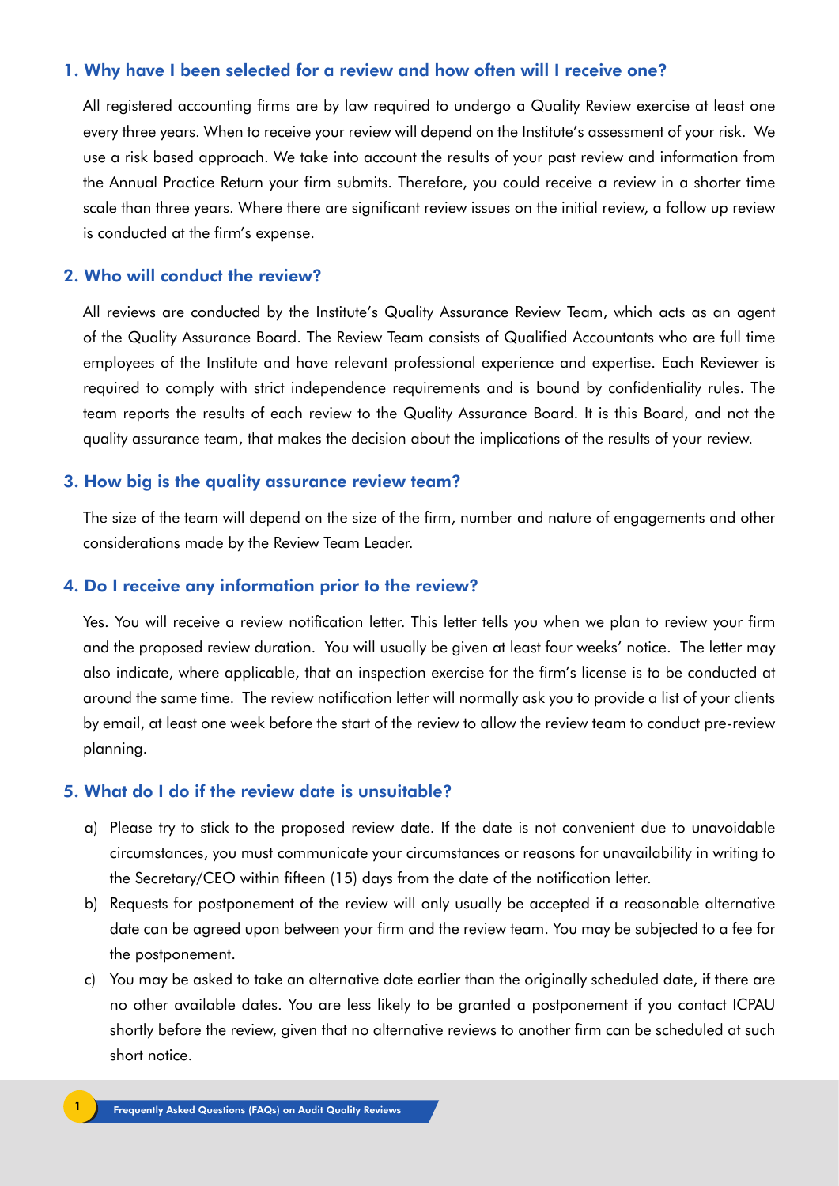### 1. Why have I been selected for a review and how often will I receive one?

All registered accounting firms are by law required to undergo a Quality Review exercise at least one every three years. When to receive your review will depend on the Institute's assessment of your risk. We use a risk based approach. We take into account the results of your past review and information from the Annual Practice Return your firm submits. Therefore, you could receive a review in a shorter time scale than three years. Where there are significant review issues on the initial review, a follow up review is conducted at the firm's expense.

### 2. Who will conduct the review?

All reviews are conducted by the Institute's Quality Assurance Review Team, which acts as an agent of the Quality Assurance Board. The Review Team consists of Qualified Accountants who are full time employees of the Institute and have relevant professional experience and expertise. Each Reviewer is required to comply with strict independence requirements and is bound by confidentiality rules. The team reports the results of each review to the Quality Assurance Board. It is this Board, and not the quality assurance team, that makes the decision about the implications of the results of your review.

### 3. How big is the quality assurance review team?

The size of the team will depend on the size of the firm, number and nature of engagements and other considerations made by the Review Team Leader.

### 4. Do I receive any information prior to the review?

Yes. You will receive a review notification letter. This letter tells you when we plan to review your firm and the proposed review duration. You will usually be given at least four weeks' notice. The letter may also indicate, where applicable, that an inspection exercise for the firm's license is to be conducted at around the same time. The review notification letter will normally ask you to provide a list of your clients by email, at least one week before the start of the review to allow the review team to conduct pre-review planning.

### 5. What do I do if the review date is unsuitable?

a) Please try to stick to the proposed review date. If the date is not convenient due to unavoidable circumstances, you must communicate your circumstances or reasons for unavailability in writing to the Secretary/CEO within fifteen (15) days from the date of the notification letter.

b) Requests for postponement of the review will only usually be accepted if a reasonable alternative date can be agreed upon between your firm and the review team. You may be subjected to a fee for the postponement.

c) You may be asked to take an alternative date earlier than the originally scheduled date, if there are no other available dates. You are less likely to be granted a postponement if you contact ICPAU shortly before the review, given that no alternative reviews to another firm can be scheduled at such short notice.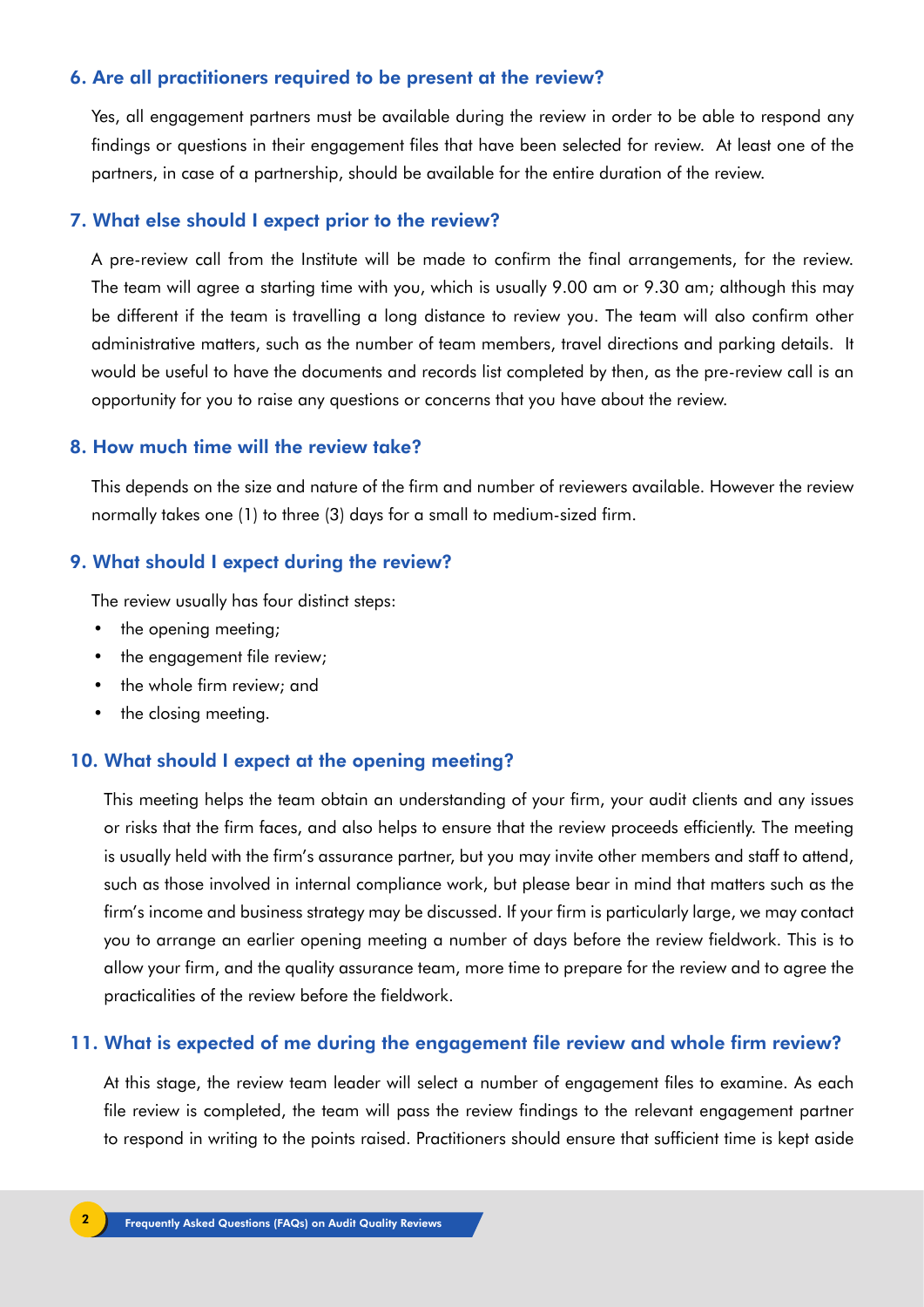### 6. Are all practitioners required to be present at the review?

Yes, all engagement partners must be available during the review in order to be able to respond any findings or questions in their engagement files that have been selected for review. At least one of the partners, in case of a partnership, should be available for the entire duration of the review.

### 7. What else should I expect prior to the review?

A pre-review call from the Institute will be made to confirm the final arrangements, for the review. The team will agree a starting time with you, which is usually 9.00 am or 9.30 am; although this may be different if the team is travelling a long distance to review you. The team will also confirm other administrative matters, such as the number of team members, travel directions and parking details. It would be useful to have the documents and records list completed by then, as the pre-review call is an opportunity for you to raise any questions or concerns that you have about the review.

### 8. How much time will the review take?

This depends on the size and nature of the firm and number of reviewers available. However the review normally takes one (1) to three (3) days for a small to medium-sized firm.

### 9. What should I expect during the review?

The review usually has four distinct steps:

- the opening meeting;
- the engagement file review;
- the whole firm review; and
- the closing meeting.

### 10. What should I expect at the opening meeting?

This meeting helps the team obtain an understanding of your firm, your audit clients and any issues or risks that the firm faces, and also helps to ensure that the review proceeds efficiently. The meeting is usually held with the firm's assurance partner, but you may invite other members and staff to attend, such as those involved in internal compliance work, but please bear in mind that matters such as the firm's income and business strategy may be discussed. If your firm is particularly large, we may contact you to arrange an earlier opening meeting a number of days before the review fieldwork. This is to allow your firm, and the quality assurance team, more time to prepare for the review and to agree the practicalities of the review before the fieldwork.

### 11. What is expected of me during the engagement file review and whole firm review?

At this stage, the review team leader will select a number of engagement files to examine. As each file review is completed, the team will pass the review findings to the relevant engagement partner to respond in writing to the points raised. Practitioners should ensure that sufficient time is kept aside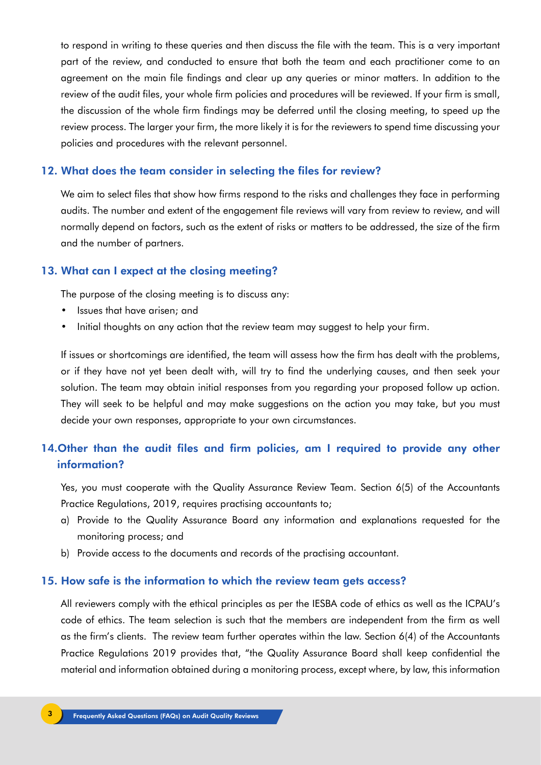to respond in writing to these queries and then discuss the file with the team. This is a very important part of the review, and conducted to ensure that both the team and each practitioner come to an agreement on the main file findings and clear up any queries or minor matters. In addition to the review of the audit files, your whole firm policies and procedures will be reviewed. If your firm is small, the discussion of the whole firm findings may be deferred until the closing meeting, to speed up the review process. The larger your firm, the more likely it is for the reviewers to spend time discussing your policies and procedures with the relevant personnel.

## 12. What does the team consider in selecting the files for review?

We aim to select files that show how firms respond to the risks and challenges they face in performing audits. The number and extent of the engagement file reviews will vary from review to review, and will normally depend on factors, such as the extent of risks or matters to be addressed, the size of the firm and the number of partners.

## 13. What can I expect at the closing meeting?

The purpose of the closing meeting is to discuss any:

- Issues that have arisen; and
- Initial thoughts on any action that the review team may suggest to help your firm.

If issues or shortcomings are identified, the team will assess how the firm has dealt with the problems, or if they have not yet been dealt with, will try to find the underlying causes, and then seek your solution. The team may obtain initial responses from you regarding your proposed follow up action. They will seek to be helpful and may make suggestions on the action you may take, but you must decide your own responses, appropriate to your own circumstances.

## 14.Other than the audit files and firm policies, am I required to provide any other information?

Yes, you must cooperate with the Quality Assurance Review Team. Section 6(5) of the Accountants Practice Regulations, 2019, requires practising accountants to;

a) Provide to the Quality Assurance Board any information and explanations requested for the monitoring process; and
b) Provide access to the documents and records of the practising accountant.

## 15. How safe is the information to which the review team gets access?

All reviewers comply with the ethical principles as per the IESBA code of ethics as well as the ICPAU's code of ethics. The team selection is such that the members are independent from the firm as well as the firm's clients. The review team further operates within the law. Section 6(4) of the Accountants Practice Regulations 2019 provides that, "the Quality Assurance Board shall keep confidential the material and information obtained during a monitoring process, except where, by law, this information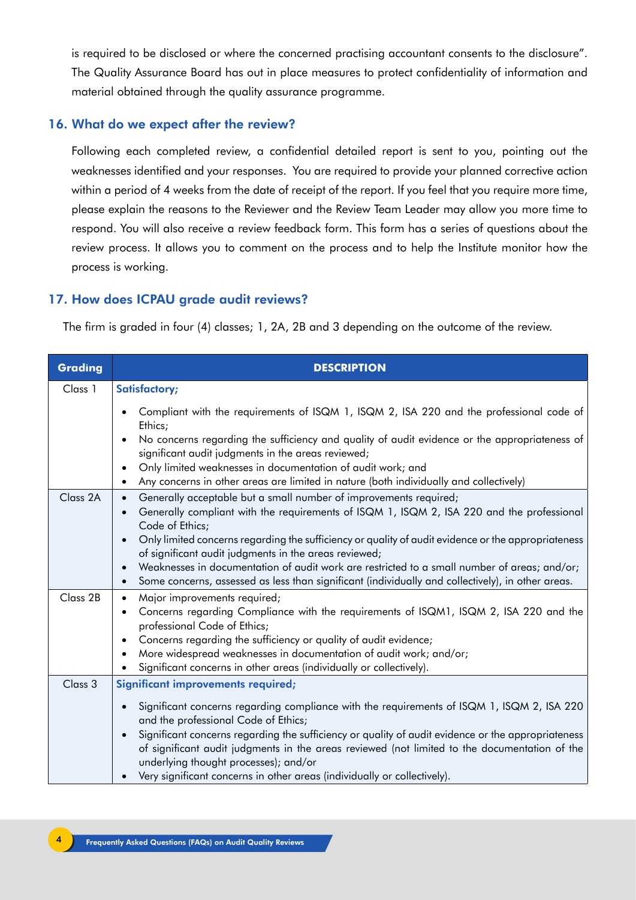is required to be disclosed or where the concerned practising accountant consents to the disclosure". The Quality Assurance Board has out in place measures to protect confidentiality of information and material obtained through the quality assurance programme.

## 16. What do we expect after the review?

Following each completed review, a confidential detailed report is sent to you, pointing out the weaknesses identified and your responses. You are required to provide your planned corrective action within a period of 4 weeks from the date of receipt of the report. If you feel that you require more time, please explain the reasons to the Reviewer and the Review Team Leader may allow you more time to respond. You will also receive a review feedback form. This form has a series of questions about the review process. It allows you to comment on the process and to help the Institute monitor how the process is working.

## 17. How does ICPAU grade audit reviews?

The firm is graded in four (4) classes; 1, 2A, 2B and 3 depending on the outcome of the review.

| Grading | DESCRIPTION |
|---|---|
| Class 1 | **Satisfactory;**<br>• Compliant with the requirements of ISQM 1, ISQM 2, ISA 220 and the professional code of Ethics;<br>• No concerns regarding the sufficiency and quality of audit evidence or the appropriateness of significant audit judgments in the areas reviewed;<br>• Only limited weaknesses in documentation of audit work; and<br>• Any concerns in other areas are limited in nature (both individually and collectively) |
| Class 2A | • Generally acceptable but a small number of improvements required;<br>• Generally compliant with the requirements of ISQM 1, ISQM 2, ISA 220 and the professional Code of Ethics;<br>• Only limited concerns regarding the sufficiency or quality of audit evidence or the appropriateness of significant audit judgments in the areas reviewed;<br>• Weaknesses in documentation of audit work are restricted to a small number of areas; and/or;<br>• Some concerns, assessed as less than significant (individually and collectively), in other areas. |
| Class 2B | • Major improvements required;<br>• Concerns regarding Compliance with the requirements of ISQM1, ISQM 2, ISA 220 and the professional Code of Ethics;<br>• Concerns regarding the sufficiency or quality of audit evidence;<br>• More widespread weaknesses in documentation of audit work; and/or;<br>• Significant concerns in other areas (individually or collectively). |
| Class 3 | **Significant improvements required;**<br>• Significant concerns regarding compliance with the requirements of ISQM 1, ISQM 2, ISA 220 and the professional Code of Ethics;<br>• Significant concerns regarding the sufficiency or quality of audit evidence or the appropriateness of significant audit judgments in the areas reviewed (not limited to the documentation of the underlying thought processes); and/or<br>• Very significant concerns in other areas (individually or collectively). |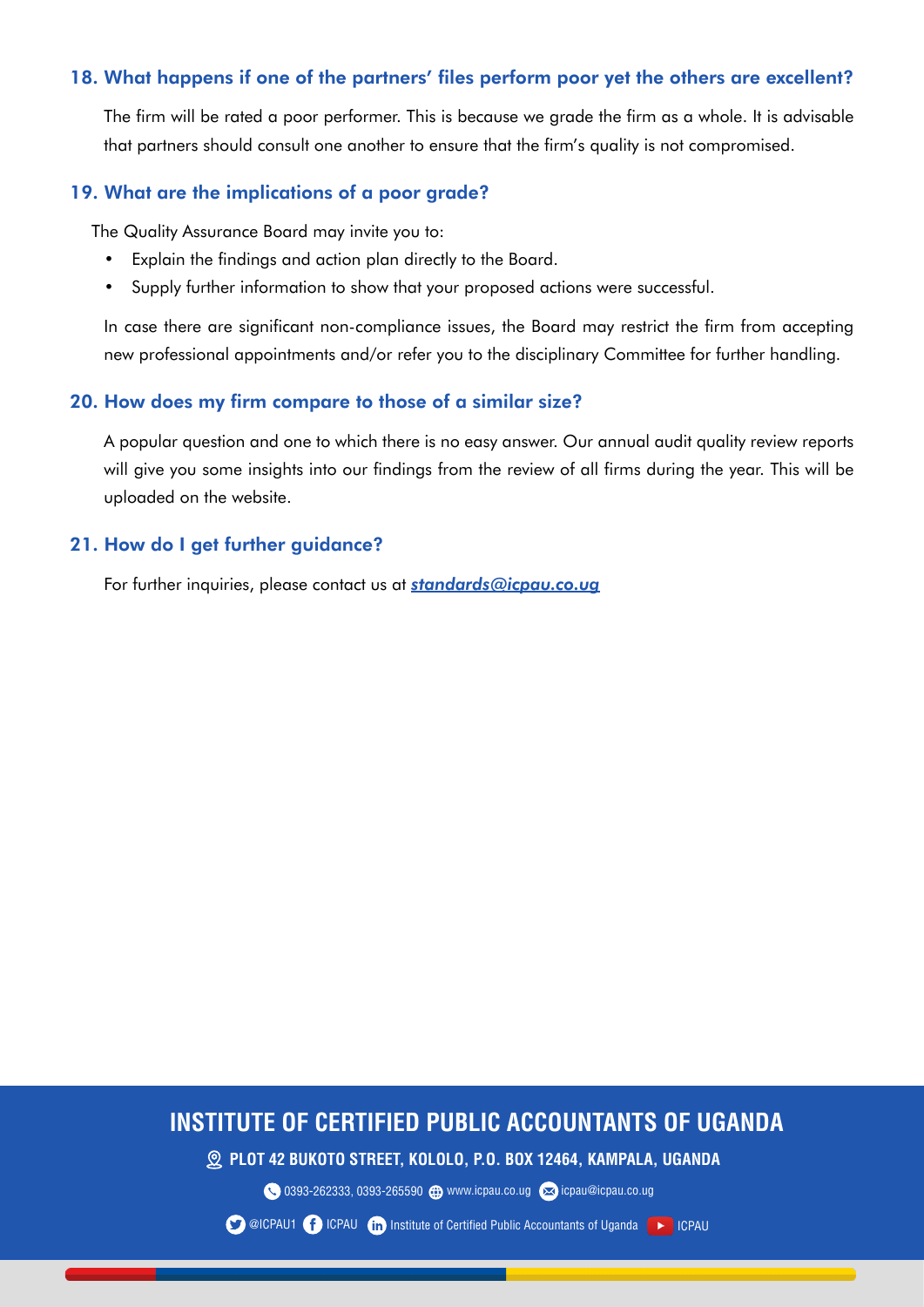### 18. What happens if one of the partners' files perform poor yet the others are excellent?

The firm will be rated a poor performer. This is because we grade the firm as a whole. It is advisable that partners should consult one another to ensure that the firm's quality is not compromised.

### 19. What are the implications of a poor grade?

The Quality Assurance Board may invite you to:

- Explain the findings and action plan directly to the Board.
- Supply further information to show that your proposed actions were successful.

In case there are significant non-compliance issues, the Board may restrict the firm from accepting new professional appointments and/or refer you to the disciplinary Committee for further handling.

### 20. How does my firm compare to those of a similar size?

A popular question and one to which there is no easy answer. Our annual audit quality review reports will give you some insights into our findings from the review of all firms during the year. This will be uploaded on the website.

### 21. How do I get further guidance?

For further inquiries, please contact us at ***standards@icpau.co.ug***

## INSTITUTE OF CERTIFIED PUBLIC ACCOUNTANTS OF UGANDA

**PLOT 42 BUKOTO STREET, KOLOLO, P.O. BOX 12464, KAMPALA, UGANDA**

0393-262333, 0393-265590 www.icpau.co.ug icpau@icpau.co.ug

@ICPAU1 ICPAU Institute of Certified Public Accountants of Uganda ICPAU